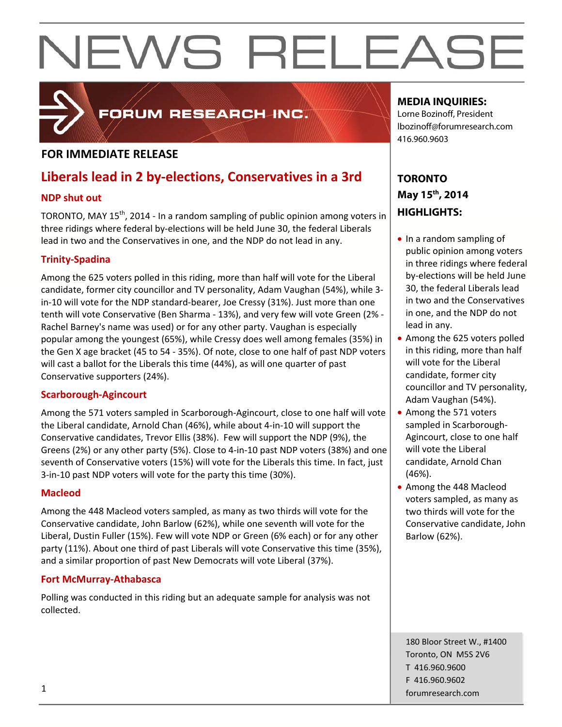# NEWS RELEASE

FORUM RESEARCH INC.

**MEDIA INQUIRIES:**
Lorne Bozinoff, President
lbozinoff@forumresearch.com
416.960.9603

**FOR IMMEDIATE RELEASE**

## Liberals lead in 2 by-elections, Conservatives in a 3rd

### NDP shut out

TORONTO, MAY 15th, 2014 - In a random sampling of public opinion among voters in three ridings where federal by-elections will be held June 30, the federal Liberals lead in two and the Conservatives in one, and the NDP do not lead in any.

### Trinity-Spadina

Among the 625 voters polled in this riding, more than half will vote for the Liberal candidate, former city councillor and TV personality, Adam Vaughan (54%), while 3-in-10 will vote for the NDP standard-bearer, Joe Cressy (31%). Just more than one tenth will vote Conservative (Ben Sharma - 13%), and very few will vote Green (2% - Rachel Barney's name was used) or for any other party. Vaughan is especially popular among the youngest (65%), while Cressy does well among females (35%) in the Gen X age bracket (45 to 54 - 35%). Of note, close to one half of past NDP voters will cast a ballot for the Liberals this time (44%), as will one quarter of past Conservative supporters (24%).

### Scarborough-Agincourt

Among the 571 voters sampled in Scarborough-Agincourt, close to one half will vote the Liberal candidate, Arnold Chan (46%), while about 4-in-10 will support the Conservative candidates, Trevor Ellis (38%). Few will support the NDP (9%), the Greens (2%) or any other party (5%). Close to 4-in-10 past NDP voters (38%) and one seventh of Conservative voters (15%) will vote for the Liberals this time. In fact, just 3-in-10 past NDP voters will vote for the party this time (30%).

### Macleod

Among the 448 Macleod voters sampled, as many as two thirds will vote for the Conservative candidate, John Barlow (62%), while one seventh will vote for the Liberal, Dustin Fuller (15%). Few will vote NDP or Green (6% each) or for any other party (11%). About one third of past Liberals will vote Conservative this time (35%), and a similar proportion of past New Democrats will vote Liberal (37%).

### Fort McMurray-Athabasca

Polling was conducted in this riding but an adequate sample for analysis was not collected.

**TORONTO**
**May 15th, 2014**
**HIGHLIGHTS:**

- In a random sampling of public opinion among voters in three ridings where federal by-elections will be held June 30, the federal Liberals lead in two and the Conservatives in one, and the NDP do not lead in any.
- Among the 625 voters polled in this riding, more than half will vote for the Liberal candidate, former city councillor and TV personality, Adam Vaughan (54%).
- Among the 571 voters sampled in Scarborough-Agincourt, close to one half will vote the Liberal candidate, Arnold Chan (46%).
- Among the 448 Macleod voters sampled, as many as two thirds will vote for the Conservative candidate, John Barlow (62%).

180 Bloor Street W., #1400
Toronto, ON M5S 2V6
T 416.960.9600
F 416.960.9602
forumresearch.com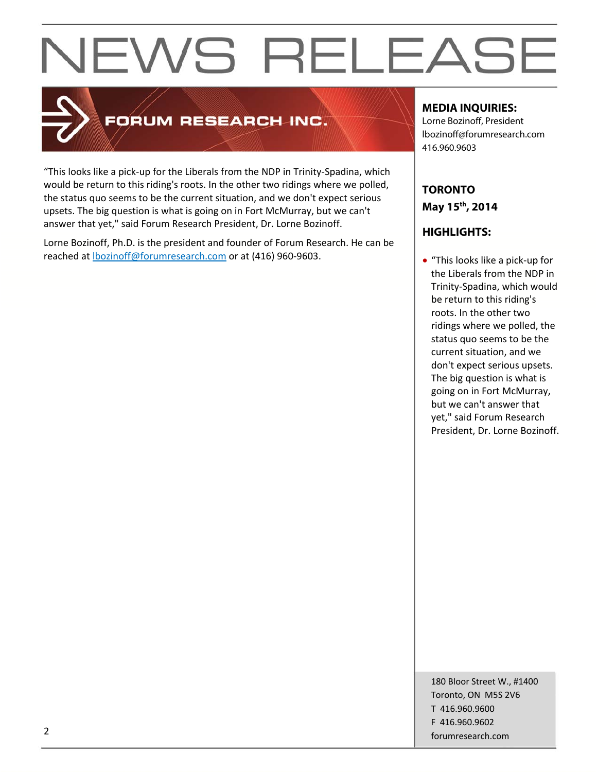# NEWS RELEASE

**FORUM RESEARCH INC.**

"This looks like a pick-up for the Liberals from the NDP in Trinity-Spadina, which would be return to this riding's roots. In the other two ridings where we polled, the status quo seems to be the current situation, and we don't expect serious upsets. The big question is what is going on in Fort McMurray, but we can't answer that yet," said Forum Research President, Dr. Lorne Bozinoff.

Lorne Bozinoff, Ph.D. is the president and founder of Forum Research. He can be reached at lbozinoff@forumresearch.com or at (416) 960-9603.

**MEDIA INQUIRIES:**
Lorne Bozinoff, President
lbozinoff@forumresearch.com
416.960.9603

**TORONTO**
**May 15th, 2014**

**HIGHLIGHTS:**

- "This looks like a pick-up for the Liberals from the NDP in Trinity-Spadina, which would be return to this riding's roots. In the other two ridings where we polled, the status quo seems to be the current situation, and we don't expect serious upsets. The big question is what is going on in Fort McMurray, but we can't answer that yet," said Forum Research President, Dr. Lorne Bozinoff.

180 Bloor Street W., #1400
Toronto, ON M5S 2V6
T 416.960.9600
F 416.960.9602
forumresearch.com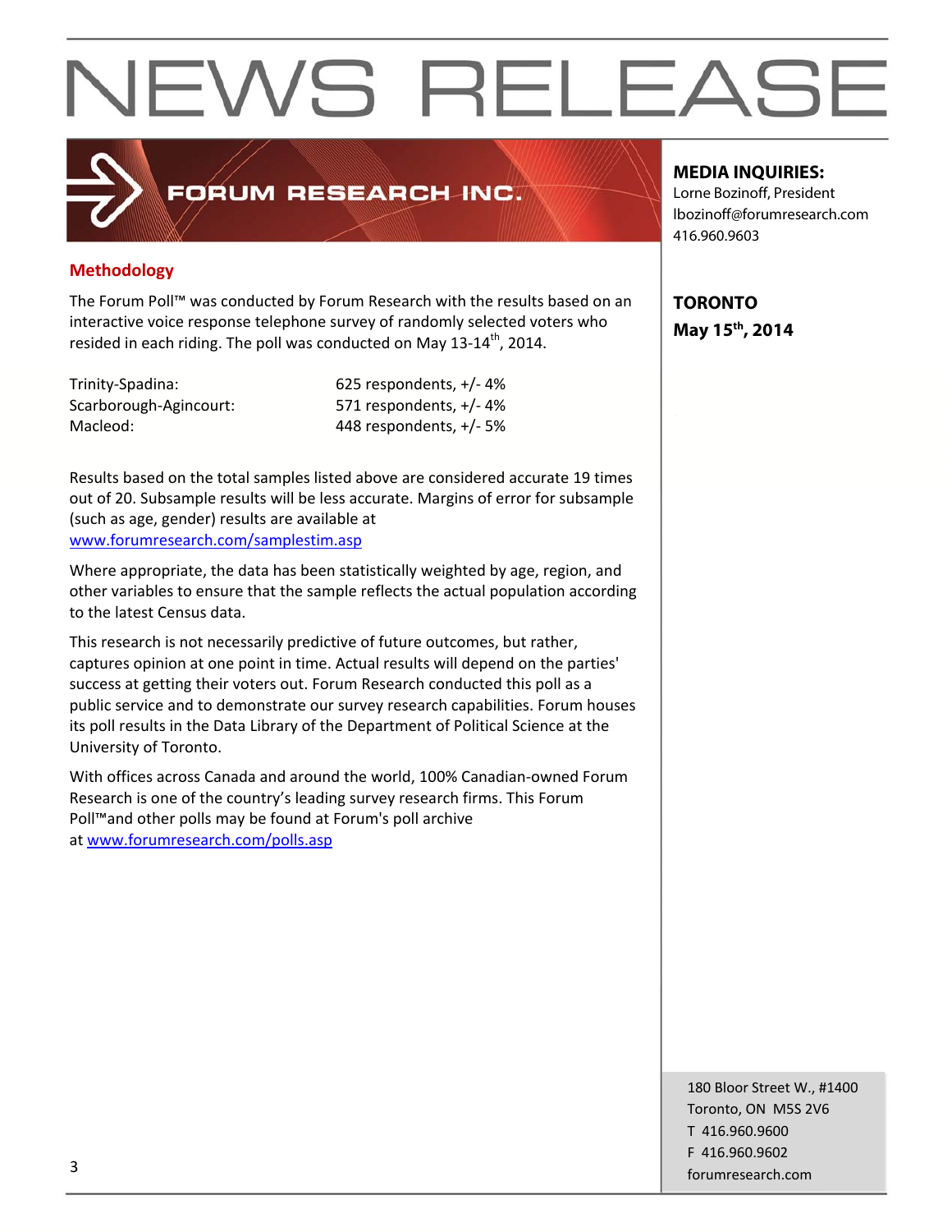# NEWS RELEASE

FORUM RESEARCH INC.

**MEDIA INQUIRIES:**
Lorne Bozinoff, President
lbozinoff@forumresearch.com
416.960.9603

**TORONTO**
**May 15th, 2014**

## Methodology

The Forum Poll™ was conducted by Forum Research with the results based on an interactive voice response telephone survey of randomly selected voters who resided in each riding. The poll was conducted on May 13-14th, 2014.

| | |
|---|---|
| Trinity-Spadina: | 625 respondents, +/- 4% |
| Scarborough-Agincourt: | 571 respondents, +/- 4% |
| Macleod: | 448 respondents, +/- 5% |

Results based on the total samples listed above are considered accurate 19 times out of 20. Subsample results will be less accurate. Margins of error for subsample (such as age, gender) results are available at [www.forumresearch.com/samplestim.asp](www.forumresearch.com/samplestim.asp)

Where appropriate, the data has been statistically weighted by age, region, and other variables to ensure that the sample reflects the actual population according to the latest Census data.

This research is not necessarily predictive of future outcomes, but rather, captures opinion at one point in time. Actual results will depend on the parties' success at getting their voters out. Forum Research conducted this poll as a public service and to demonstrate our survey research capabilities. Forum houses its poll results in the Data Library of the Department of Political Science at the University of Toronto.

With offices across Canada and around the world, 100% Canadian-owned Forum Research is one of the country's leading survey research firms. This Forum Poll™and other polls may be found at Forum's poll archive at [www.forumresearch.com/polls.asp](www.forumresearch.com/polls.asp)

180 Bloor Street W., #1400
Toronto, ON M5S 2V6
T 416.960.9600
F 416.960.9602
forumresearch.com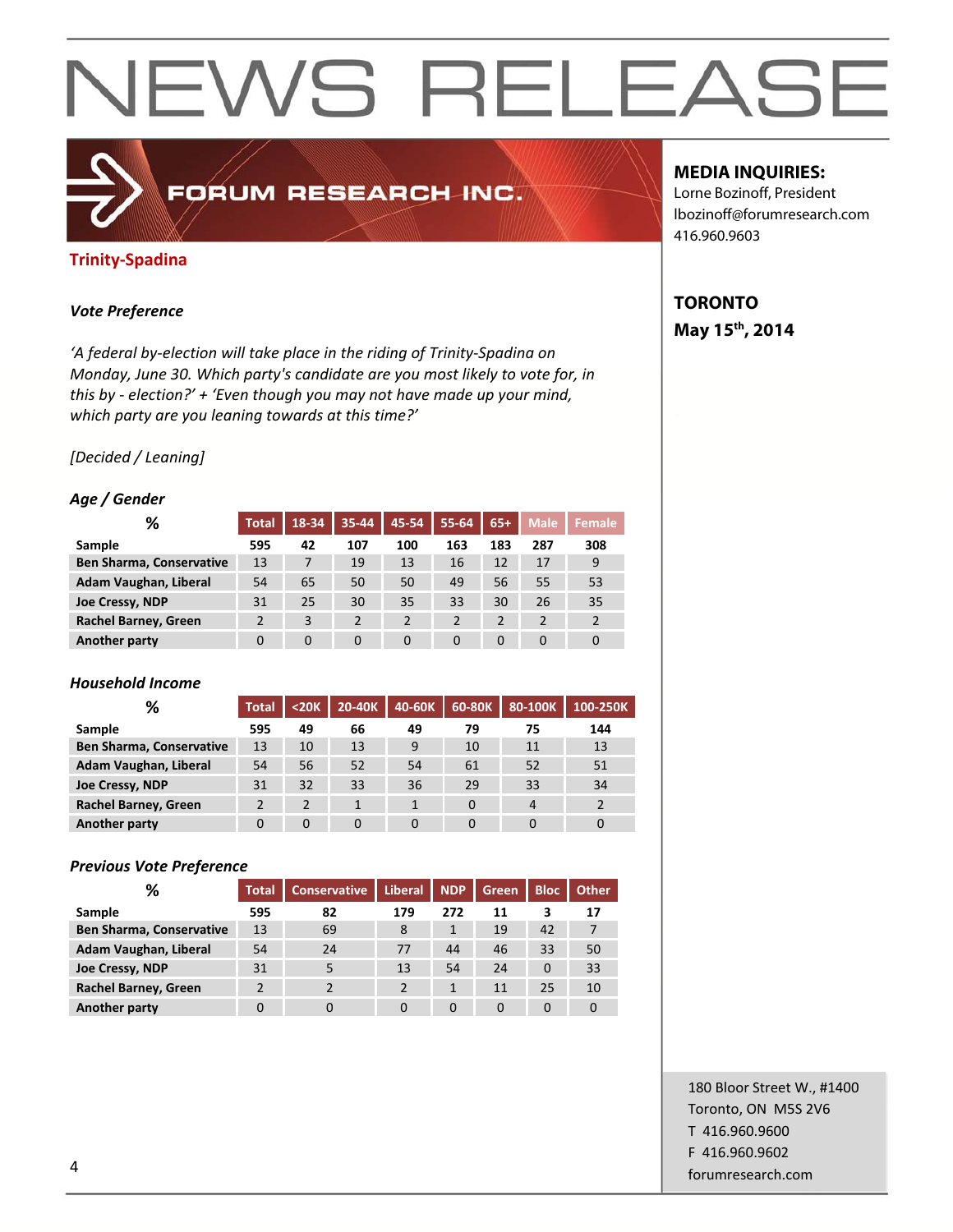# NEWS RELEASE

**FORUM RESEARCH INC.**

**MEDIA INQUIRIES:**
Lorne Bozinoff, President
lbozinoff@forumresearch.com
416.960.9603

**TORONTO**
**May 15th, 2014**

## Trinity-Spadina

### *Vote Preference*

*'A federal by-election will take place in the riding of Trinity-Spadina on Monday, June 30. Which party's candidate are you most likely to vote for, in this by - election?' + 'Even though you may not have made up your mind, which party are you leaning towards at this time?'*

*[Decided / Leaning]*

#### *Age / Gender*

| % | Total | 18-34 | 35-44 | 45-54 | 55-64 | 65+ | Male | Female |
|---|---|---|---|---|---|---|---|---|
| **Sample** | **595** | **42** | **107** | **100** | **163** | **183** | **287** | **308** |
| **Ben Sharma, Conservative** | 13 | 7 | 19 | 13 | 16 | 12 | 17 | 9 |
| **Adam Vaughan, Liberal** | 54 | 65 | 50 | 50 | 49 | 56 | 55 | 53 |
| **Joe Cressy, NDP** | 31 | 25 | 30 | 35 | 33 | 30 | 26 | 35 |
| **Rachel Barney, Green** | 2 | 3 | 2 | 2 | 2 | 2 | 2 | 2 |
| **Another party** | 0 | 0 | 0 | 0 | 0 | 0 | 0 | 0 |

#### *Household Income*

| % | Total | <20K | 20-40K | 40-60K | 60-80K | 80-100K | 100-250K |
|---|---|---|---|---|---|---|---|
| **Sample** | **595** | **49** | **66** | **49** | **79** | **75** | **144** |
| **Ben Sharma, Conservative** | 13 | 10 | 13 | 9 | 10 | 11 | 13 |
| **Adam Vaughan, Liberal** | 54 | 56 | 52 | 54 | 61 | 52 | 51 |
| **Joe Cressy, NDP** | 31 | 32 | 33 | 36 | 29 | 33 | 34 |
| **Rachel Barney, Green** | 2 | 2 | 1 | 1 | 0 | 4 | 2 |
| **Another party** | 0 | 0 | 0 | 0 | 0 | 0 | 0 |

#### *Previous Vote Preference*

| % | Total | Conservative | Liberal | NDP | Green | Bloc | Other |
|---|---|---|---|---|---|---|---|
| **Sample** | **595** | **82** | **179** | **272** | **11** | **3** | **17** |
| **Ben Sharma, Conservative** | 13 | 69 | 8 | 1 | 19 | 42 | 7 |
| **Adam Vaughan, Liberal** | 54 | 24 | 77 | 44 | 46 | 33 | 50 |
| **Joe Cressy, NDP** | 31 | 5 | 13 | 54 | 24 | 0 | 33 |
| **Rachel Barney, Green** | 2 | 2 | 2 | 1 | 11 | 25 | 10 |
| **Another party** | 0 | 0 | 0 | 0 | 0 | 0 | 0 |

180 Bloor Street W., #1400
Toronto, ON M5S 2V6
T 416.960.9600
F 416.960.9602
forumresearch.com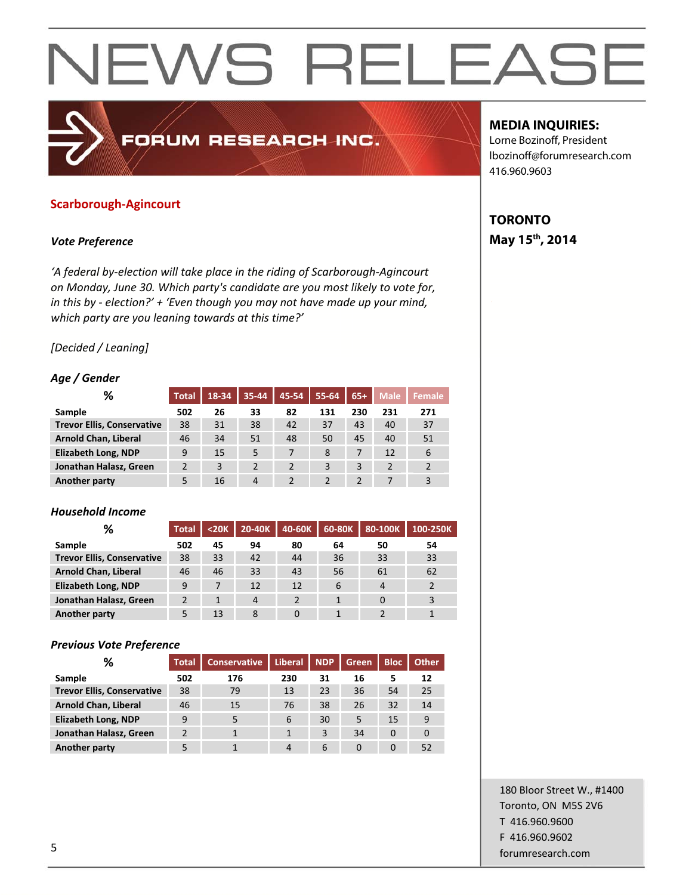# NEWS RELEASE

**FORUM RESEARCH INC.**

**MEDIA INQUIRIES:**
Lorne Bozinoff, President
lbozinoff@forumresearch.com
416.960.9603

**TORONTO**
**May 15th, 2014**

## Scarborough-Agincourt

### *Vote Preference*

*'A federal by-election will take place in the riding of Scarborough-Agincourt on Monday, June 30. Which party's candidate are you most likely to vote for, in this by - election?' + 'Even though you may not have made up your mind, which party are you leaning towards at this time?'*

*[Decided / Leaning]*

#### *Age / Gender*

| % | Total | 18-34 | 35-44 | 45-54 | 55-64 | 65+ | Male | Female |
|---|---|---|---|---|---|---|---|---|
| **Sample** | **502** | **26** | **33** | **82** | **131** | **230** | **231** | **271** |
| **Trevor Ellis, Conservative** | 38 | 31 | 38 | 42 | 37 | 43 | 40 | 37 |
| **Arnold Chan, Liberal** | 46 | 34 | 51 | 48 | 50 | 45 | 40 | 51 |
| **Elizabeth Long, NDP** | 9 | 15 | 5 | 7 | 8 | 7 | 12 | 6 |
| **Jonathan Halasz, Green** | 2 | 3 | 2 | 2 | 3 | 3 | 2 | 2 |
| **Another party** | 5 | 16 | 4 | 2 | 2 | 2 | 7 | 3 |

#### *Household Income*

| % | Total | <20K | 20-40K | 40-60K | 60-80K | 80-100K | 100-250K |
|---|---|---|---|---|---|---|---|
| **Sample** | **502** | **45** | **94** | **80** | **64** | **50** | **54** |
| **Trevor Ellis, Conservative** | 38 | 33 | 42 | 44 | 36 | 33 | 33 |
| **Arnold Chan, Liberal** | 46 | 46 | 33 | 43 | 56 | 61 | 62 |
| **Elizabeth Long, NDP** | 9 | 7 | 12 | 12 | 6 | 4 | 2 |
| **Jonathan Halasz, Green** | 2 | 1 | 4 | 2 | 1 | 0 | 3 |
| **Another party** | 5 | 13 | 8 | 0 | 1 | 2 | 1 |

#### *Previous Vote Preference*

| % | Total | Conservative | Liberal | NDP | Green | Bloc | Other |
|---|---|---|---|---|---|---|---|
| **Sample** | **502** | **176** | **230** | **31** | **16** | **5** | **12** |
| **Trevor Ellis, Conservative** | 38 | 79 | 13 | 23 | 36 | 54 | 25 |
| **Arnold Chan, Liberal** | 46 | 15 | 76 | 38 | 26 | 32 | 14 |
| **Elizabeth Long, NDP** | 9 | 5 | 6 | 30 | 5 | 15 | 9 |
| **Jonathan Halasz, Green** | 2 | 1 | 1 | 3 | 34 | 0 | 0 |
| **Another party** | 5 | 1 | 4 | 6 | 0 | 0 | 52 |

180 Bloor Street W., #1400
Toronto, ON M5S 2V6
T 416.960.9600
F 416.960.9602
forumresearch.com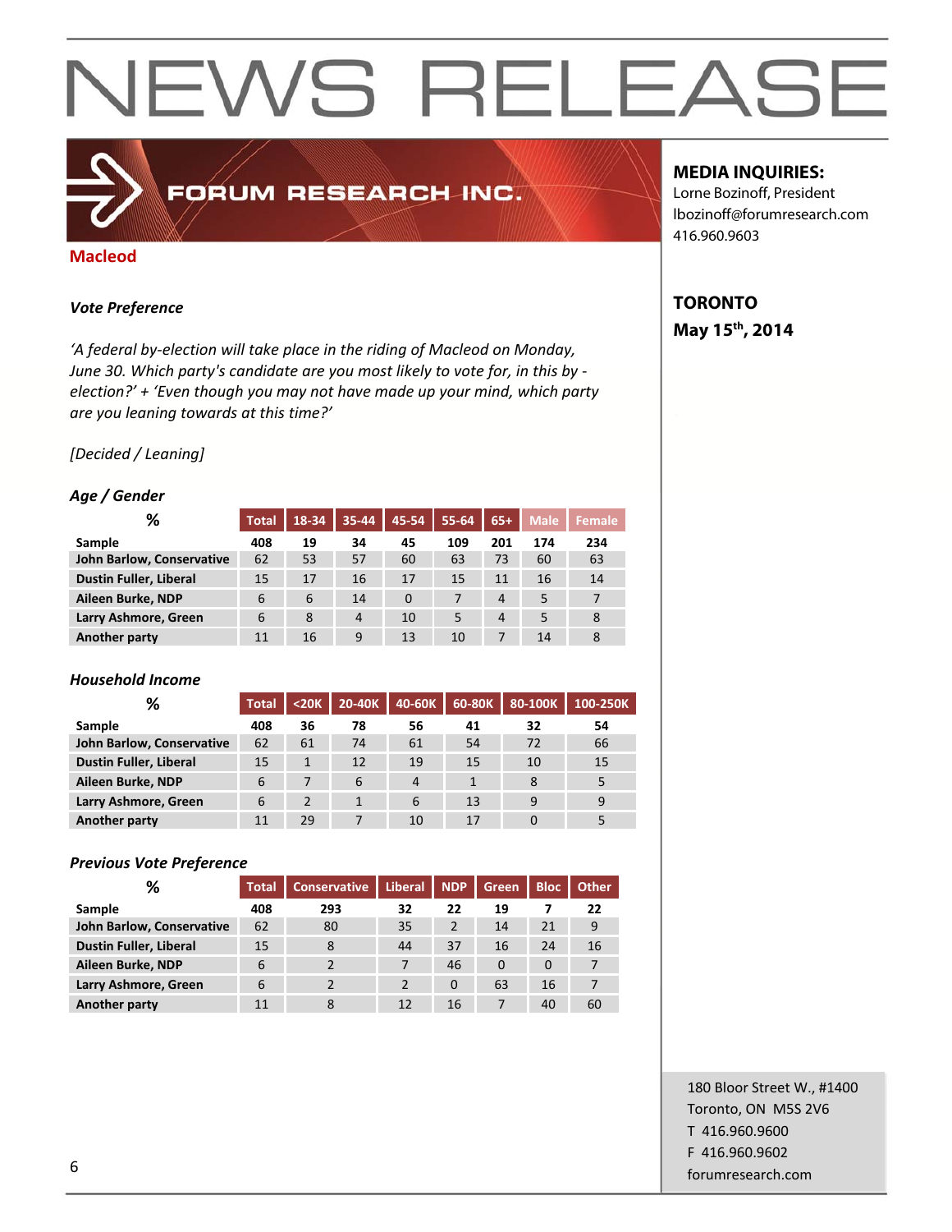# NEWS RELEASE

**FORUM RESEARCH INC.**

**MEDIA INQUIRIES:**
Lorne Bozinoff, President
lbozinoff@forumresearch.com
416.960.9603

**TORONTO**
**May 15th, 2014**

## Macleod

### *Vote Preference*

*'A federal by-election will take place in the riding of Macleod on Monday, June 30. Which party's candidate are you most likely to vote for, in this by -election?' + 'Even though you may not have made up your mind, which party are you leaning towards at this time?'*

*[Decided / Leaning]*

#### *Age / Gender*

| % | Total | 18-34 | 35-44 | 45-54 | 55-64 | 65+ | Male | Female |
|---|---|---|---|---|---|---|---|---|
| **Sample** | **408** | **19** | **34** | **45** | **109** | **201** | **174** | **234** |
| **John Barlow, Conservative** | 62 | 53 | 57 | 60 | 63 | 73 | 60 | 63 |
| **Dustin Fuller, Liberal** | 15 | 17 | 16 | 17 | 15 | 11 | 16 | 14 |
| **Aileen Burke, NDP** | 6 | 6 | 14 | 0 | 7 | 4 | 5 | 7 |
| **Larry Ashmore, Green** | 6 | 8 | 4 | 10 | 5 | 4 | 5 | 8 |
| **Another party** | 11 | 16 | 9 | 13 | 10 | 7 | 14 | 8 |

#### *Household Income*

| % | Total | <20K | 20-40K | 40-60K | 60-80K | 80-100K | 100-250K |
|---|---|---|---|---|---|---|---|
| **Sample** | **408** | **36** | **78** | **56** | **41** | **32** | **54** |
| **John Barlow, Conservative** | 62 | 61 | 74 | 61 | 54 | 72 | 66 |
| **Dustin Fuller, Liberal** | 15 | 1 | 12 | 19 | 15 | 10 | 15 |
| **Aileen Burke, NDP** | 6 | 7 | 6 | 4 | 1 | 8 | 5 |
| **Larry Ashmore, Green** | 6 | 2 | 1 | 6 | 13 | 9 | 9 |
| **Another party** | 11 | 29 | 7 | 10 | 17 | 0 | 5 |

#### *Previous Vote Preference*

| % | Total | Conservative | Liberal | NDP | Green | Bloc | Other |
|---|---|---|---|---|---|---|---|
| **Sample** | **408** | **293** | **32** | **22** | **19** | **7** | **22** |
| **John Barlow, Conservative** | 62 | 80 | 35 | 2 | 14 | 21 | 9 |
| **Dustin Fuller, Liberal** | 15 | 8 | 44 | 37 | 16 | 24 | 16 |
| **Aileen Burke, NDP** | 6 | 2 | 7 | 46 | 0 | 0 | 7 |
| **Larry Ashmore, Green** | 6 | 2 | 2 | 0 | 63 | 16 | 7 |
| **Another party** | 11 | 8 | 12 | 16 | 7 | 40 | 60 |

180 Bloor Street W., #1400
Toronto, ON M5S 2V6
T 416.960.9600
F 416.960.9602
forumresearch.com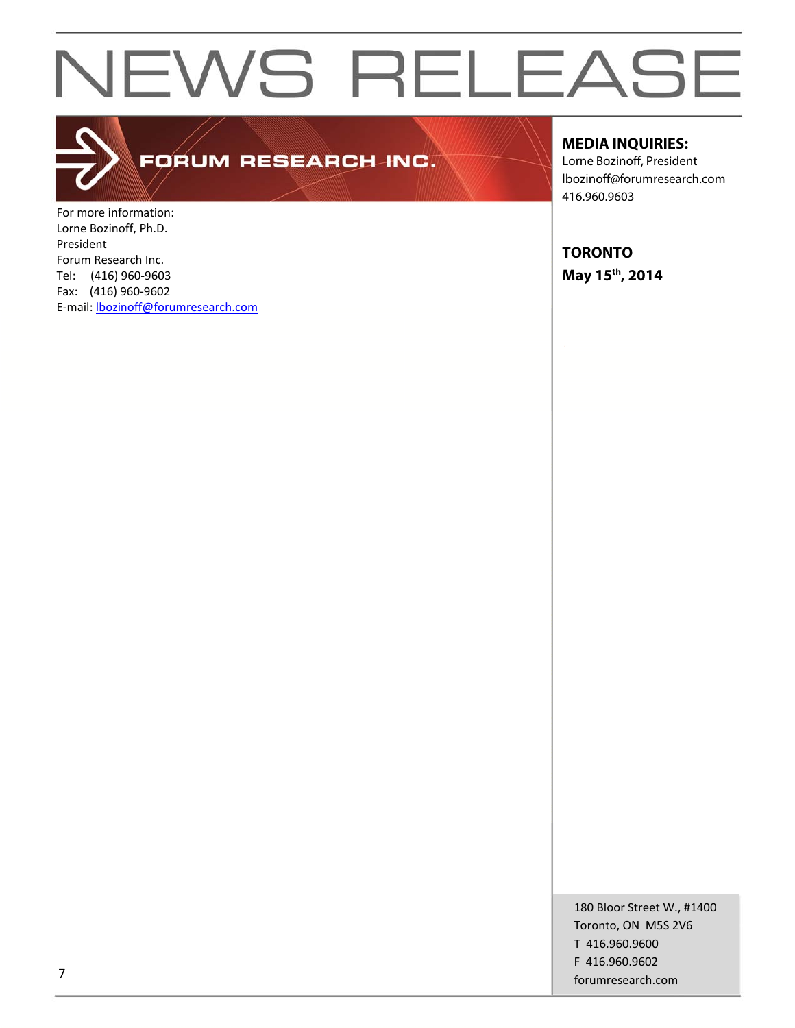# NEWS RELEASE

**FORUM RESEARCH INC.**

For more information:
Lorne Bozinoff, Ph.D.
President
Forum Research Inc.
Tel: (416) 960-9603
Fax: (416) 960-9602
E-mail: lbozinoff@forumresearch.com

**MEDIA INQUIRIES:**
Lorne Bozinoff, President
lbozinoff@forumresearch.com
416.960.9603

**TORONTO**
**May 15th, 2014**

180 Bloor Street W., #1400
Toronto, ON M5S 2V6
T 416.960.9600
F 416.960.9602
forumresearch.com